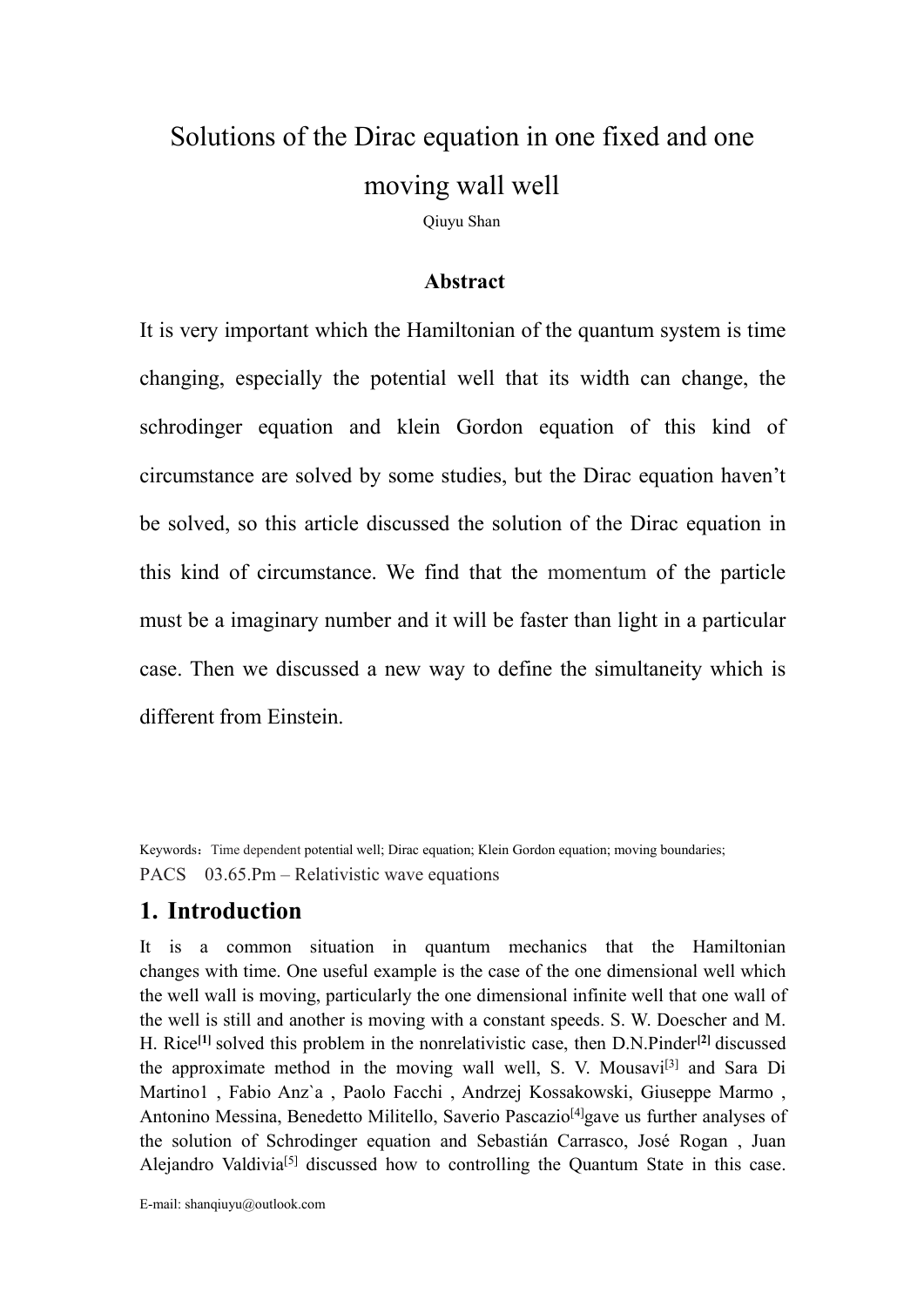# Solutions of the Dirac equation in one fixed and one moving wall well

Qiuyu Shan

### Abstract

It is very important which the Hamiltonian of the quantum system is time changing, especially the potential well that its width can change, the schrodinger equation and klein Gordon equation of this kind of circumstance are solved by some studies, but the Dirac equation haven't be solved, so this article discussed the solution of the Dirac equation in this kind of circumstance. We find that the momentum of the particle must be a imaginary number and it will be faster than light in a particular case. Then we discussed a new way to define the simultaneity which is different from Einstein.

Keywords：Time dependent potential well; Dirac equation; Klein Gordon equation; moving boundaries;

PACS 03.65.Pm – Relativistic wave equations

## 1. Introduction

It is a common situation in quantum mechanics that the Hamiltonian changes with time. One useful example is the case of the one dimensional well which the well wall is moving, particularly the one dimensional infinite well that one wall of the well is still and another is moving with a constant speeds. S. W. Doescher and M. H. Rice[1] solved this problem in the nonrelativistic case, then D.N.Pinder[2] discussed the approximate method in the moving wall well, S. V. Mousavi[3] and Sara Di Martino1 , Fabio Anz`a , Paolo Facchi , Andrzej Kossakowski, Giuseppe Marmo , Antonino Messina, Benedetto Militello, Saverio Pascazio[4]gave us further analyses of the solution of Schrodinger equation and Sebastián Carrasco, José Rogan , Juan Alejandro Valdivia[5] discussed how to controlling the Quantum State in this case.

E-mail: shanqiuyu@outlook.com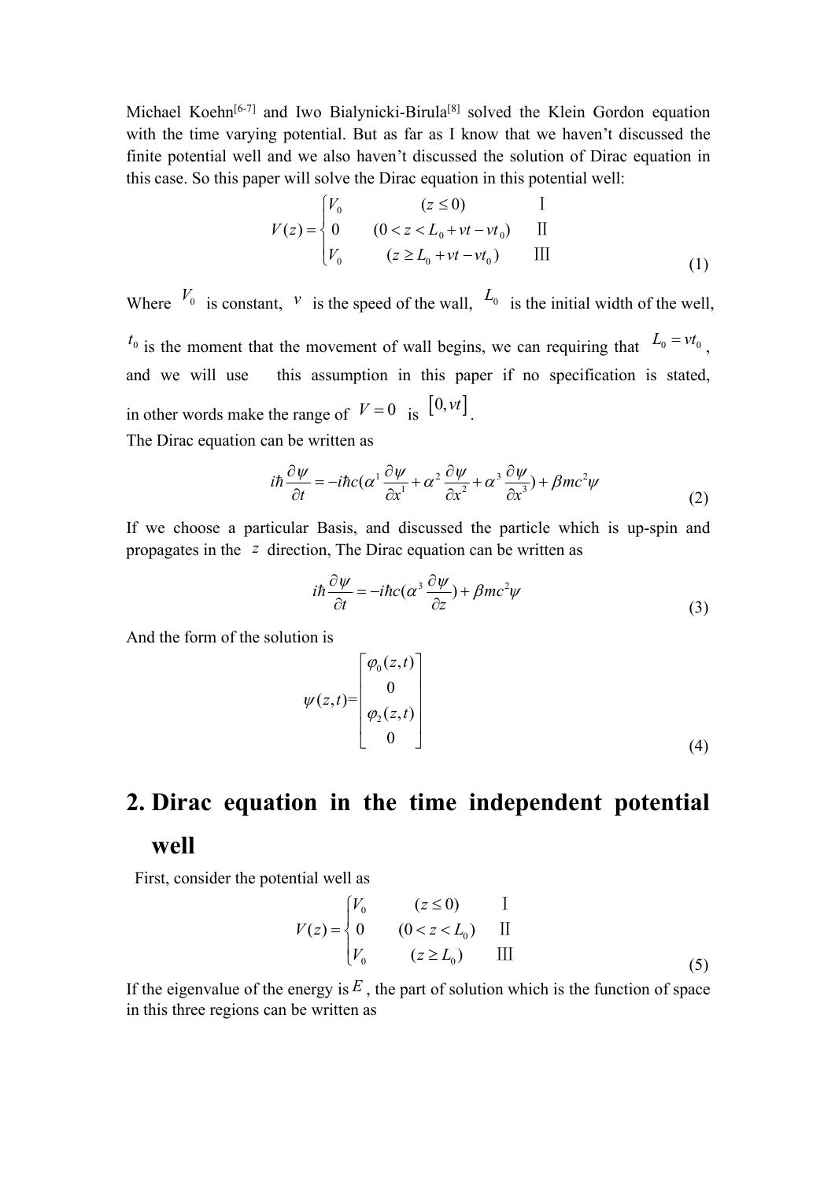Michael Koehn[6-7] and Iwo Bialynicki-Birula[8] solved the Klein Gordon equation with the time varying potential. But as far as I know that we haven't discussed the finite potential well and we also haven't discussed the solution of Dirac equation in this case. So this paper will solve the Dirac equation in this potential well:

$$V(z)=\begin{cases} V_0 & (z\le 0) & \text{I} \\ 0 & (0<z<L_0+vt-vt_0) & \text{II} \\ V_0 & (z\ge L_0+vt-vt_0) & \text{III} \end{cases} \tag{1}$$

Where $V_0$ is constant, $v$ is the speed of the wall, $L_0$ is the initial width of the well, $t_0$ is the moment that the movement of wall begins, we can requiring that $L_0=vt_0$, and we will use this assumption in this paper if no specification is stated, in other words make the range of $V=0$ is $[0,vt]$.

The Dirac equation can be written as

$$i\hbar\frac{\partial\psi}{\partial t}=-i\hbar c(\alpha^1\frac{\partial\psi}{\partial x^1}+\alpha^2\frac{\partial\psi}{\partial x^2}+\alpha^3\frac{\partial\psi}{\partial x^3})+\beta mc^2\psi \tag{2}$$

If we choose a particular Basis, and discussed the particle which is up-spin and propagates in the $z$ direction, The Dirac equation can be written as

$$i\hbar\frac{\partial\psi}{\partial t}=-i\hbar c(\alpha^3\frac{\partial\psi}{\partial z})+\beta mc^2\psi \tag{3}$$

And the form of the solution is

$$\psi(z,t)=\begin{bmatrix}\varphi_0(z,t)\\0\\\varphi_2(z,t)\\0\end{bmatrix} \tag{4}$$

# 2. Dirac equation in the time independent potential well

First, consider the potential well as

$$V(z)=\begin{cases} V_0 & (z\le 0) & \text{I} \\ 0 & (0<z<L_0) & \text{II} \\ V_0 & (z\ge L_0) & \text{III} \end{cases} \tag{5}$$

If the eigenvalue of the energy is $E$, the part of solution which is the function of space in this three regions can be written as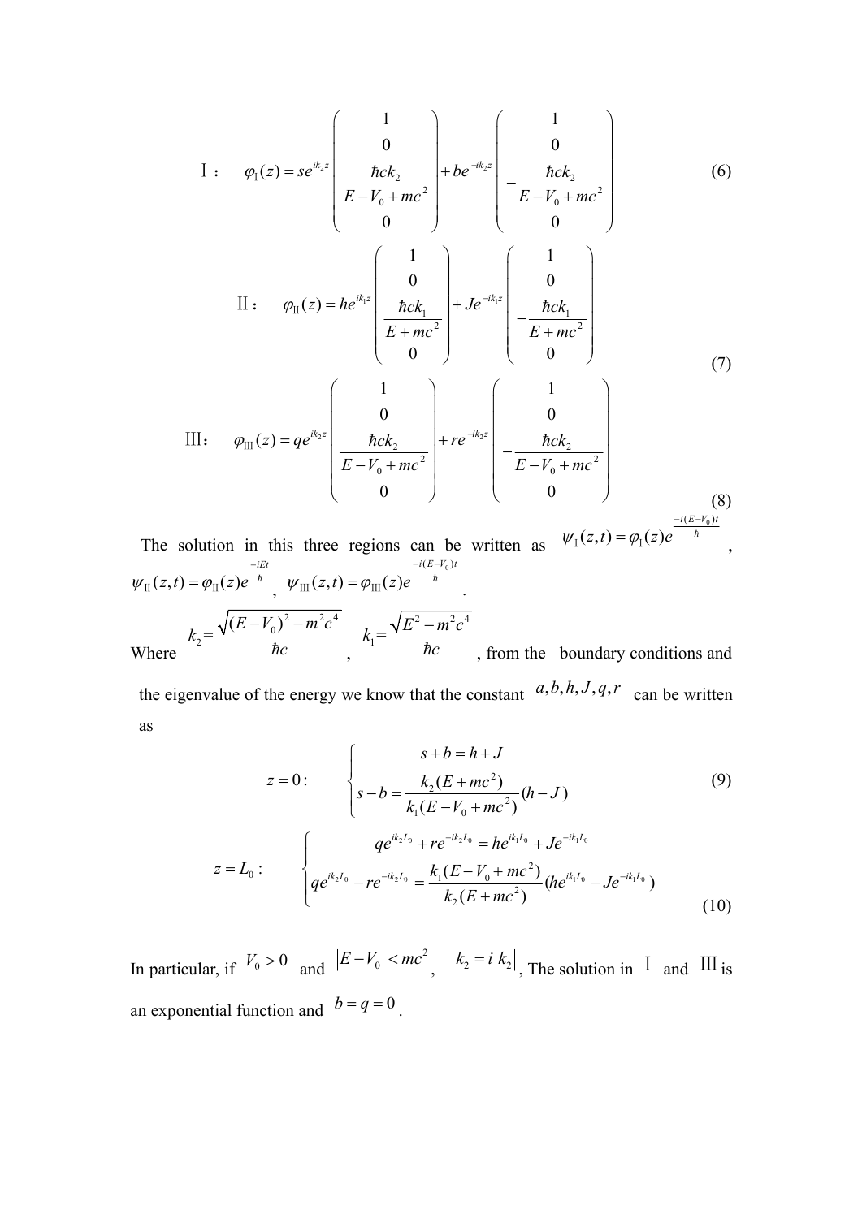$$
\text{I}: \quad \varphi_{\text{I}}(z) = se^{ik_2 z}\begin{pmatrix} 1 \\ 0 \\ \dfrac{\hbar ck_2}{E-V_0+mc^2} \\ 0 \end{pmatrix} + be^{-ik_2 z}\begin{pmatrix} 1 \\ 0 \\ -\dfrac{\hbar ck_2}{E-V_0+mc^2} \\ 0 \end{pmatrix} \tag{6}
$$

$$
\text{II}: \quad \varphi_{\text{II}}(z) = he^{ik_1 z}\begin{pmatrix} 1 \\ 0 \\ \dfrac{\hbar ck_1}{E+mc^2} \\ 0 \end{pmatrix} + Je^{-ik_1 z}\begin{pmatrix} 1 \\ 0 \\ -\dfrac{\hbar ck_1}{E+mc^2} \\ 0 \end{pmatrix} \tag{7}
$$

$$
\text{III}: \quad \varphi_{\text{III}}(z) = qe^{ik_2 z}\begin{pmatrix} 1 \\ 0 \\ \dfrac{\hbar ck_2}{E-V_0+mc^2} \\ 0 \end{pmatrix} + re^{-ik_2 z}\begin{pmatrix} 1 \\ 0 \\ -\dfrac{\hbar ck_2}{E-V_0+mc^2} \\ 0 \end{pmatrix} \tag{8}
$$

The solution in this three regions can be written as $\psi_{\text{I}}(z,t) = \varphi_{\text{I}}(z)e^{\frac{-i(E-V_0)t}{\hbar}}$, $\psi_{\text{II}}(z,t) = \varphi_{\text{II}}(z)e^{\frac{-iEt}{\hbar}}$, $\psi_{\text{III}}(z,t) = \varphi_{\text{III}}(z)e^{\frac{-i(E-V_0)t}{\hbar}}$.

Where $k_2 = \dfrac{\sqrt{(E-V_0)^2 - m^2c^4}}{\hbar c}$, $k_1 = \dfrac{\sqrt{E^2 - m^2c^4}}{\hbar c}$, from the boundary conditions and the eigenvalue of the energy we know that the constant $a, b, h, J, q, r$ can be written as

$$
z = 0: \quad \begin{cases} s + b = h + J \\ s - b = \dfrac{k_2(E+mc^2)}{k_1(E-V_0+mc^2)}(h - J) \end{cases} \tag{9}
$$

$$
z = L_0: \quad \begin{cases} qe^{ik_2 L_0} + re^{-ik_2 L_0} = he^{ik_1 L_0} + Je^{-ik_1 L_0} \\ qe^{ik_2 L_0} - re^{-ik_2 L_0} = \dfrac{k_1(E-V_0+mc^2)}{k_2(E+mc^2)}(he^{ik_1 L_0} - Je^{-ik_1 L_0}) \end{cases} \tag{10}
$$

In particular, if $V_0 > 0$ and $|E - V_0| < mc^2$, $k_2 = i|k_2|$, The solution in I and III is an exponential function and $b = q = 0$.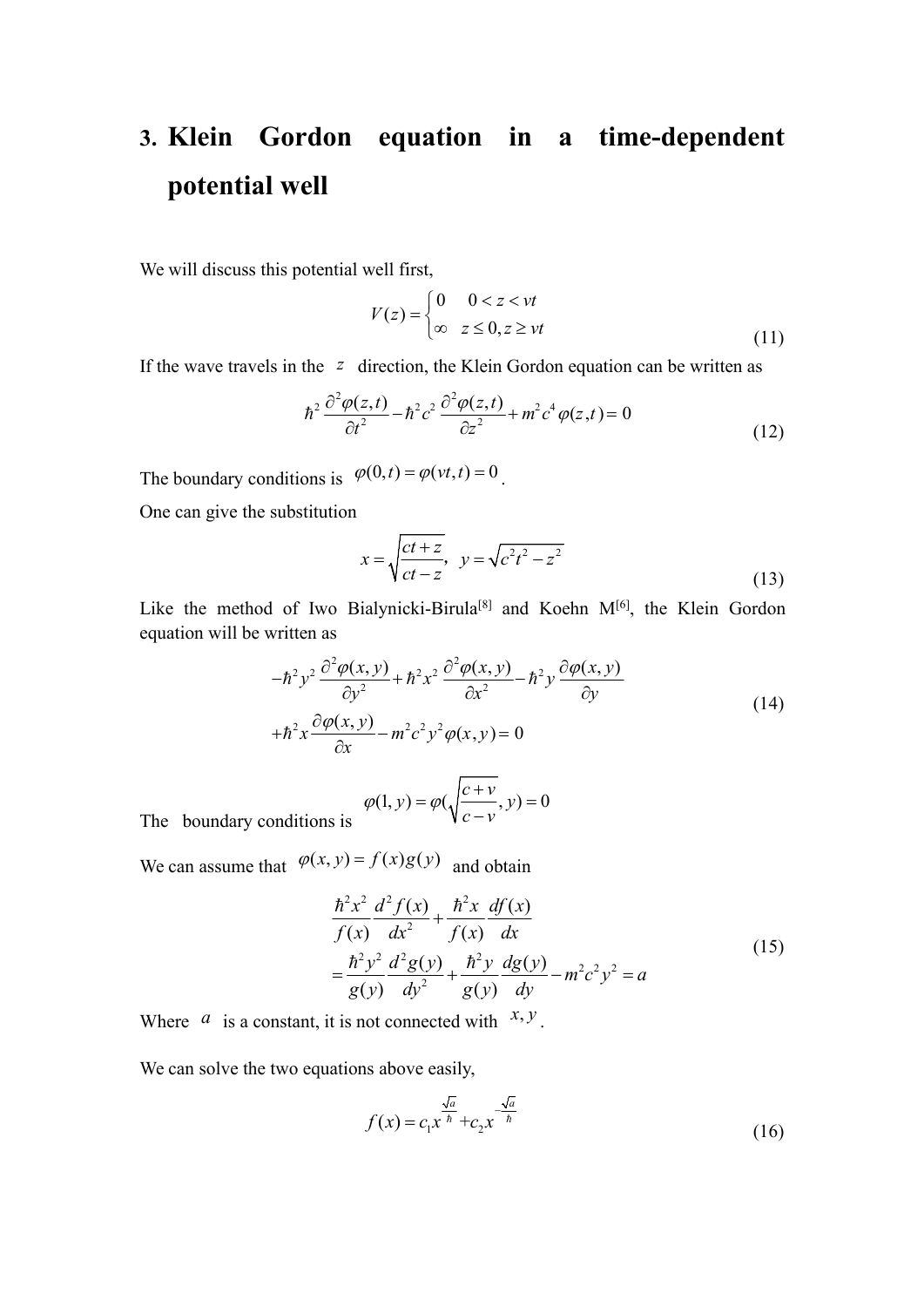# 3. Klein Gordon equation in a time-dependent potential well

We will discuss this potential well first,

$$V(z)=\begin{cases}0 & 0<z<vt\\ \infty & z\le 0, z\ge vt\end{cases} \tag{11}$$

If the wave travels in the $z$ direction, the Klein Gordon equation can be written as

$$\hbar^2\frac{\partial^2\varphi(z,t)}{\partial t^2}-\hbar^2c^2\frac{\partial^2\varphi(z,t)}{\partial z^2}+m^2c^4\varphi(z,t)=0 \tag{12}$$

The boundary conditions is $\varphi(0,t)=\varphi(vt,t)=0$.

One can give the substitution

$$x=\sqrt{\frac{ct+z}{ct-z}},\quad y=\sqrt{c^2t^2-z^2} \tag{13}$$

Like the method of Iwo Bialynicki-Birula[8] and Koehn M[6], the Klein Gordon equation will be written as

$$\begin{aligned}&-\hbar^2y^2\frac{\partial^2\varphi(x,y)}{\partial y^2}+\hbar^2x^2\frac{\partial^2\varphi(x,y)}{\partial x^2}-\hbar^2y\frac{\partial\varphi(x,y)}{\partial y}\\&+\hbar^2x\frac{\partial\varphi(x,y)}{\partial x}-m^2c^2y^2\varphi(x,y)=0\end{aligned} \tag{14}$$

The boundary conditions is $\varphi(1,y)=\varphi(\sqrt{\frac{c+v}{c-v}},y)=0$

We can assume that $\varphi(x,y)=f(x)g(y)$ and obtain

$$\begin{aligned}&\frac{\hbar^2x^2}{f(x)}\frac{d^2f(x)}{dx^2}+\frac{\hbar^2x}{f(x)}\frac{df(x)}{dx}\\&=\frac{\hbar^2y^2}{g(y)}\frac{d^2g(y)}{dy^2}+\frac{\hbar^2y}{g(y)}\frac{dg(y)}{dy}-m^2c^2y^2=a\end{aligned} \tag{15}$$

Where $a$ is a constant, it is not connected with $x,y$.

We can solve the two equations above easily,

$$f(x)=c_1x^{\frac{\sqrt{a}}{\hbar}}+c_2x^{-\frac{\sqrt{a}}{\hbar}} \tag{16}$$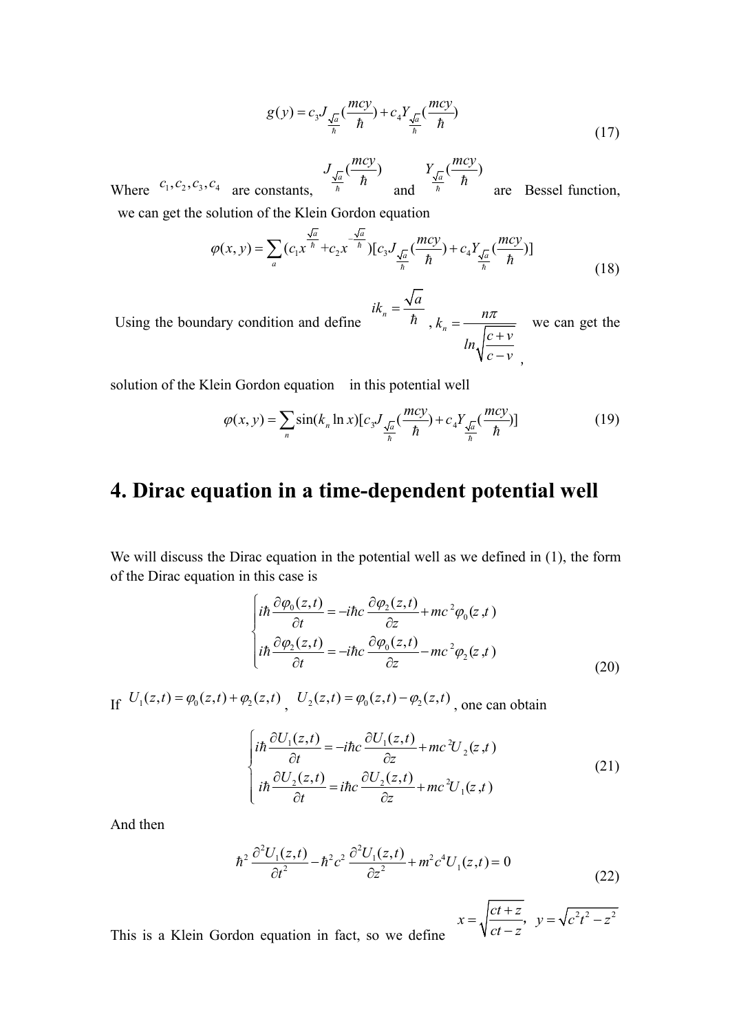$$g(y) = c_3 J_{\frac{\sqrt{a}}{\hbar}}(\frac{mcy}{\hbar}) + c_4 Y_{\frac{\sqrt{a}}{\hbar}}(\frac{mcy}{\hbar}) \tag{17}$$

Where $c_1, c_2, c_3, c_4$ are constants, $J_{\frac{\sqrt{a}}{\hbar}}(\frac{mcy}{\hbar})$ and $Y_{\frac{\sqrt{a}}{\hbar}}(\frac{mcy}{\hbar})$ are Bessel function, we can get the solution of the Klein Gordon equation

$$\varphi(x,y) = \sum_a (c_1 x^{\frac{\sqrt{a}}{\hbar}} + c_2 x^{-\frac{\sqrt{a}}{\hbar}})[c_3 J_{\frac{\sqrt{a}}{\hbar}}(\frac{mcy}{\hbar}) + c_4 Y_{\frac{\sqrt{a}}{\hbar}}(\frac{mcy}{\hbar})] \tag{18}$$

Using the boundary condition and define $ik_n = \frac{\sqrt{a}}{\hbar}$, $k_n = \frac{n\pi}{ln\sqrt{\frac{c+v}{c-v}}}$, we can get the solution of the Klein Gordon equation in this potential well

$$\varphi(x,y) = \sum_n \sin(k_n \ln x)[c_3 J_{\frac{\sqrt{a}}{\hbar}}(\frac{mcy}{\hbar}) + c_4 Y_{\frac{\sqrt{a}}{\hbar}}(\frac{mcy}{\hbar})] \tag{19}$$

# 4. Dirac equation in a time-dependent potential well

We will discuss the Dirac equation in the potential well as we defined in (1), the form of the Dirac equation in this case is

$$\begin{cases} i\hbar \dfrac{\partial \varphi_0(z,t)}{\partial t} = -i\hbar c \dfrac{\partial \varphi_2(z,t)}{\partial z} + mc^2 \varphi_0(z,t) \\ i\hbar \dfrac{\partial \varphi_2(z,t)}{\partial t} = -i\hbar c \dfrac{\partial \varphi_0(z,t)}{\partial z} - mc^2 \varphi_2(z,t) \end{cases} \tag{20}$$

If $U_1(z,t) = \varphi_0(z,t) + \varphi_2(z,t)$, $U_2(z,t) = \varphi_0(z,t) - \varphi_2(z,t)$, one can obtain

$$\begin{cases} i\hbar \dfrac{\partial U_1(z,t)}{\partial t} = -i\hbar c \dfrac{\partial U_1(z,t)}{\partial z} + mc^2 U_2(z,t) \\ i\hbar \dfrac{\partial U_2(z,t)}{\partial t} = i\hbar c \dfrac{\partial U_2(z,t)}{\partial z} + mc^2 U_1(z,t) \end{cases} \tag{21}$$

And then

$$\hbar^2 \frac{\partial^2 U_1(z,t)}{\partial t^2} - \hbar^2 c^2 \frac{\partial^2 U_1(z,t)}{\partial z^2} + m^2 c^4 U_1(z,t) = 0 \tag{22}$$

This is a Klein Gordon equation in fact, so we define $x = \sqrt{\frac{ct+z}{ct-z}},\ y = \sqrt{c^2t^2 - z^2}$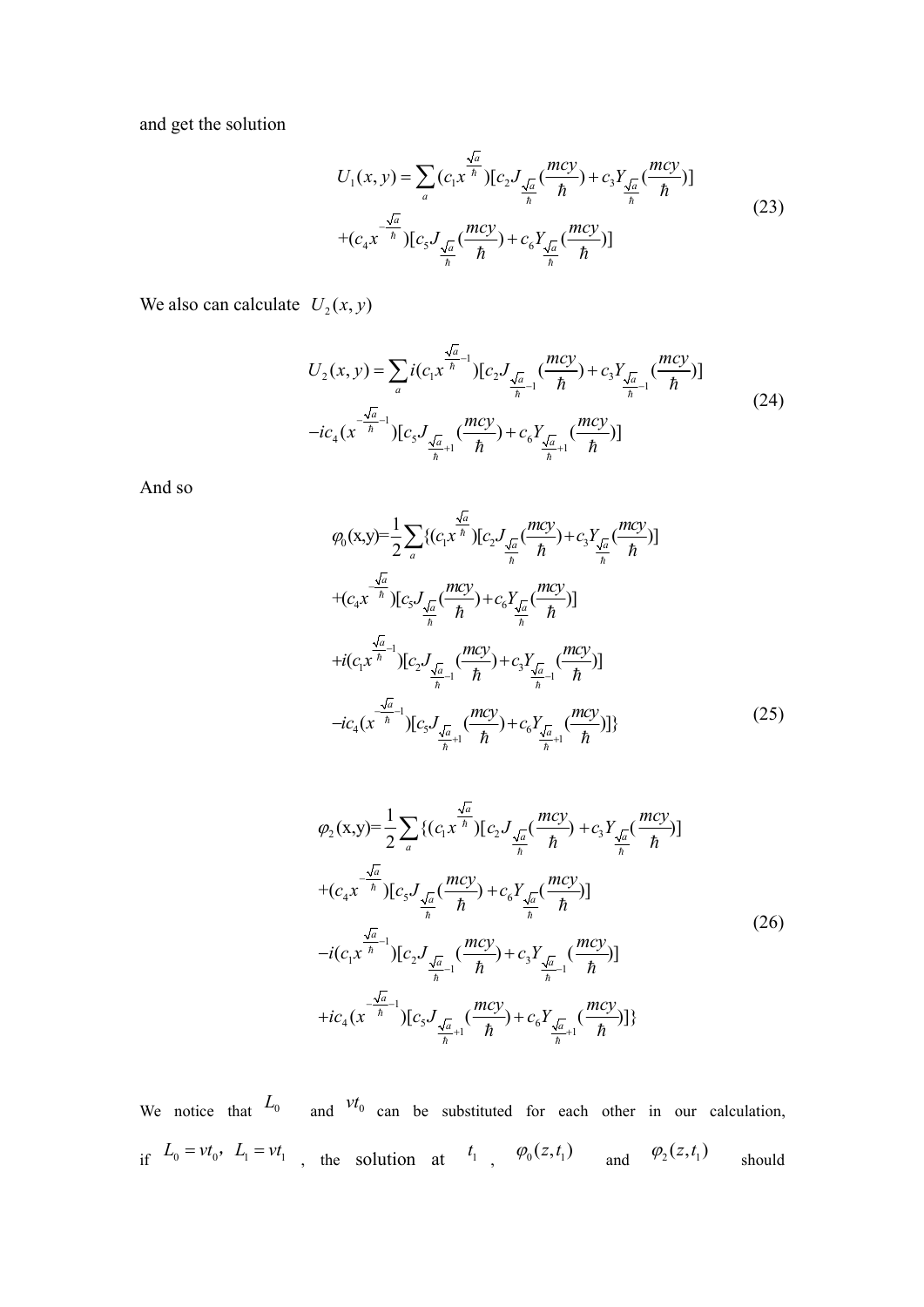and get the solution

$$
\begin{aligned}
U_1(x,y) = \sum_a (c_1 x^{\frac{\sqrt{a}}{\hbar}})[c_2 J_{\frac{\sqrt{a}}{\hbar}}(\frac{mcy}{\hbar}) + c_3 Y_{\frac{\sqrt{a}}{\hbar}}(\frac{mcy}{\hbar})] \\
+(c_4 x^{-\frac{\sqrt{a}}{\hbar}})[c_5 J_{\frac{\sqrt{a}}{\hbar}}(\frac{mcy}{\hbar}) + c_6 Y_{\frac{\sqrt{a}}{\hbar}}(\frac{mcy}{\hbar})]
\end{aligned}
\tag{23}
$$

We also can calculate $U_2(x,y)$

$$
\begin{aligned}
U_2(x,y) = \sum_a i(c_1 x^{\frac{\sqrt{a}}{\hbar}-1})[c_2 J_{\frac{\sqrt{a}}{\hbar}-1}(\frac{mcy}{\hbar}) + c_3 Y_{\frac{\sqrt{a}}{\hbar}-1}(\frac{mcy}{\hbar})] \\
-ic_4(x^{-\frac{\sqrt{a}}{\hbar}-1})[c_5 J_{\frac{\sqrt{a}}{\hbar}+1}(\frac{mcy}{\hbar}) + c_6 Y_{\frac{\sqrt{a}}{\hbar}+1}(\frac{mcy}{\hbar})]
\end{aligned}
\tag{24}
$$

And so

$$
\begin{aligned}
\varphi_0(\mathrm{x,y}) = \frac{1}{2}\sum_a \{(c_1 x^{\frac{\sqrt{a}}{\hbar}})[c_2 J_{\frac{\sqrt{a}}{\hbar}}(\frac{mcy}{\hbar}) + c_3 Y_{\frac{\sqrt{a}}{\hbar}}(\frac{mcy}{\hbar})] \\
+(c_4 x^{-\frac{\sqrt{a}}{\hbar}})[c_5 J_{\frac{\sqrt{a}}{\hbar}}(\frac{mcy}{\hbar}) + c_6 Y_{\frac{\sqrt{a}}{\hbar}}(\frac{mcy}{\hbar})] \\
+i(c_1 x^{\frac{\sqrt{a}}{\hbar}-1})[c_2 J_{\frac{\sqrt{a}}{\hbar}-1}(\frac{mcy}{\hbar}) + c_3 Y_{\frac{\sqrt{a}}{\hbar}-1}(\frac{mcy}{\hbar})] \\
-ic_4(x^{-\frac{\sqrt{a}}{\hbar}-1})[c_5 J_{\frac{\sqrt{a}}{\hbar}+1}(\frac{mcy}{\hbar}) + c_6 Y_{\frac{\sqrt{a}}{\hbar}+1}(\frac{mcy}{\hbar})]\}
\end{aligned}
\tag{25}
$$

$$
\begin{aligned}
\varphi_2(\mathrm{x,y}) = \frac{1}{2}\sum_a \{(c_1 x^{\frac{\sqrt{a}}{\hbar}})[c_2 J_{\frac{\sqrt{a}}{\hbar}}(\frac{mcy}{\hbar}) + c_3 Y_{\frac{\sqrt{a}}{\hbar}}(\frac{mcy}{\hbar})] \\
+(c_4 x^{-\frac{\sqrt{a}}{\hbar}})[c_5 J_{\frac{\sqrt{a}}{\hbar}}(\frac{mcy}{\hbar}) + c_6 Y_{\frac{\sqrt{a}}{\hbar}}(\frac{mcy}{\hbar})] \\
-i(c_1 x^{\frac{\sqrt{a}}{\hbar}-1})[c_2 J_{\frac{\sqrt{a}}{\hbar}-1}(\frac{mcy}{\hbar}) + c_3 Y_{\frac{\sqrt{a}}{\hbar}-1}(\frac{mcy}{\hbar})] \\
+ic_4(x^{-\frac{\sqrt{a}}{\hbar}-1})[c_5 J_{\frac{\sqrt{a}}{\hbar}+1}(\frac{mcy}{\hbar}) + c_6 Y_{\frac{\sqrt{a}}{\hbar}+1}(\frac{mcy}{\hbar})]\}
\end{aligned}
\tag{26}
$$

We notice that $L_0$ and $vt_0$ can be substituted for each other in our calculation, if $L_0 = vt_0,\ L_1 = vt_1$, the solution at $t_1$, $\varphi_0(z,t_1)$ and $\varphi_2(z,t_1)$ should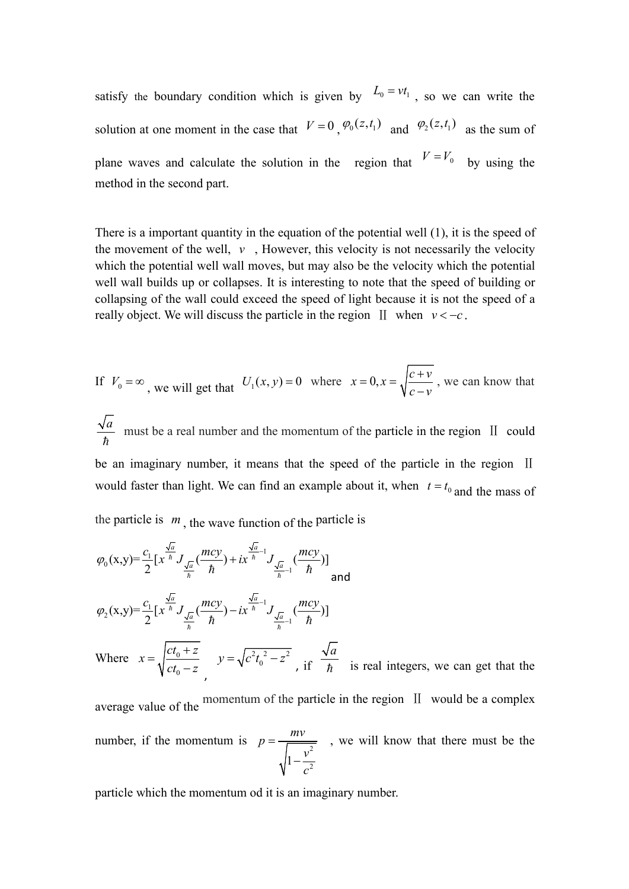satisfy the boundary condition which is given by $L_0 = vt_1$ , so we can write the solution at one moment in the case that $V=0$ , $\varphi_0(z,t_1)$ and $\varphi_2(z,t_1)$ as the sum of plane waves and calculate the solution in the region that $V = V_0$ by using the method in the second part.

There is a important quantity in the equation of the potential well (1), it is the speed of the movement of the well, $v$ , However, this velocity is not necessarily the velocity which the potential well wall moves, but may also be the velocity which the potential well wall builds up or collapses. It is interesting to note that the speed of building or collapsing of the wall could exceed the speed of light because it is not the speed of a really object. We will discuss the particle in the region Ⅱ when $v < -c$ .

If $V_0 = \infty$ , we will get that $U_1(x,y) = 0$ where $x = 0, x = \sqrt{\frac{c+v}{c-v}}$ , we can know that $\frac{\sqrt{a}}{\hbar}$ must be a real number and the momentum of the particle in the region Ⅱ could be an imaginary number, it means that the speed of the particle in the region Ⅱ would faster than light. We can find an example about it, when $t = t_0$ and the mass of the particle is $m$ , the wave function of the particle is

$$\varphi_0(\text{x,y}) = \frac{c_1}{2}[x^{\frac{\sqrt{a}}{\hbar}} J_{\frac{\sqrt{a}}{\hbar}}(\frac{mcy}{\hbar}) + ix^{\frac{\sqrt{a}}{\hbar}-1} J_{\frac{\sqrt{a}}{\hbar}-1}(\frac{mcy}{\hbar})]$$

and

$$\varphi_2(\text{x,y}) = \frac{c_1}{2}[x^{\frac{\sqrt{a}}{\hbar}} J_{\frac{\sqrt{a}}{\hbar}}(\frac{mcy}{\hbar}) - ix^{\frac{\sqrt{a}}{\hbar}-1} J_{\frac{\sqrt{a}}{\hbar}-1}(\frac{mcy}{\hbar})]$$

Where $x = \sqrt{\frac{ct_0 + z}{ct_0 - z}}$ , $y = \sqrt{c^2 t_0^{\ 2} - z^2}$ , if $\frac{\sqrt{a}}{\hbar}$ is real integers, we can get that the average value of the momentum of the particle in the region Ⅱ would be a complex number, if the momentum is $p = \frac{mv}{\sqrt{1 - \frac{v^2}{c^2}}}$ , we will know that there must be the particle which the momentum od it is an imaginary number.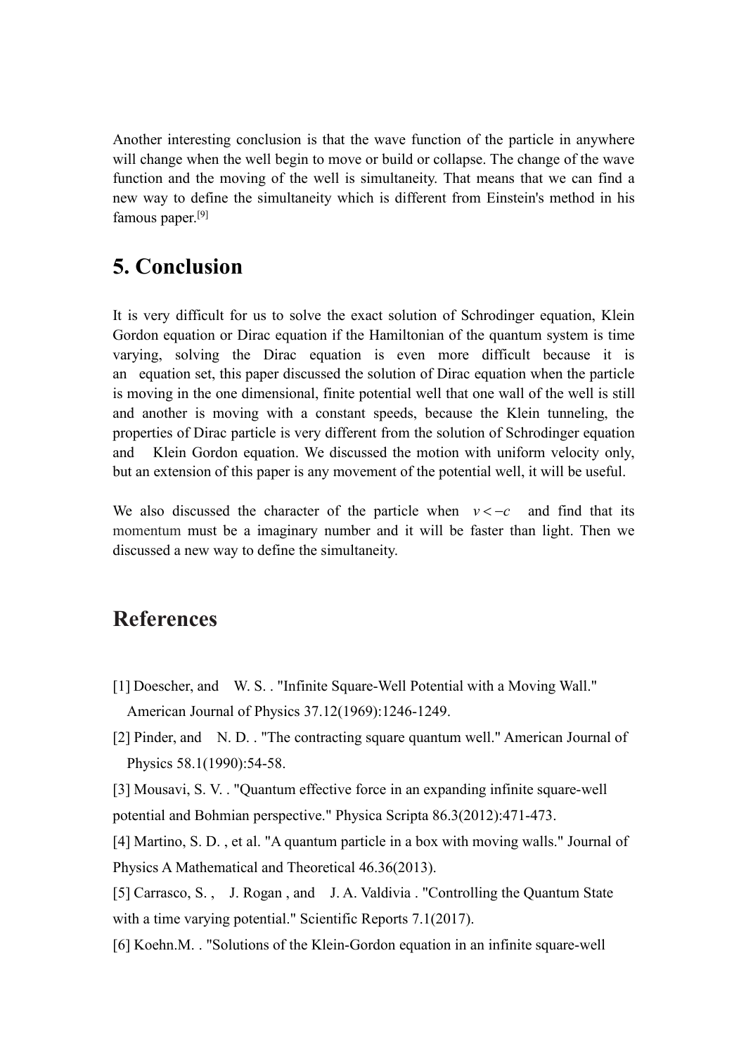Another interesting conclusion is that the wave function of the particle in anywhere will change when the well begin to move or build or collapse. The change of the wave function and the moving of the well is simultaneity. That means that we can find a new way to define the simultaneity which is different from Einstein's method in his famous paper.[9]

# 5. Conclusion

It is very difficult for us to solve the exact solution of Schrodinger equation, Klein Gordon equation or Dirac equation if the Hamiltonian of the quantum system is time varying, solving the Dirac equation is even more difficult because it is an equation set, this paper discussed the solution of Dirac equation when the particle is moving in the one dimensional, finite potential well that one wall of the well is still and another is moving with a constant speeds, because the Klein tunneling, the properties of Dirac particle is very different from the solution of Schrodinger equation and Klein Gordon equation. We discussed the motion with uniform velocity only, but an extension of this paper is any movement of the potential well, it will be useful.

We also discussed the character of the particle when $v < -c$ and find that its momentum must be a imaginary number and it will be faster than light. Then we discussed a new way to define the simultaneity.

# References

[1] Doescher, and W. S. . "Infinite Square-Well Potential with a Moving Wall." American Journal of Physics 37.12(1969):1246-1249.

[2] Pinder, and N. D. . "The contracting square quantum well." American Journal of Physics 58.1(1990):54-58.

[3] Mousavi, S. V. . "Quantum effective force in an expanding infinite square-well potential and Bohmian perspective." Physica Scripta 86.3(2012):471-473.

[4] Martino, S. D. , et al. "A quantum particle in a box with moving walls." Journal of Physics A Mathematical and Theoretical 46.36(2013).

[5] Carrasco, S. , J. Rogan , and J. A. Valdivia . "Controlling the Quantum State with a time varying potential." Scientific Reports 7.1(2017).

[6] Koehn.M. . "Solutions of the Klein-Gordon equation in an infinite square-well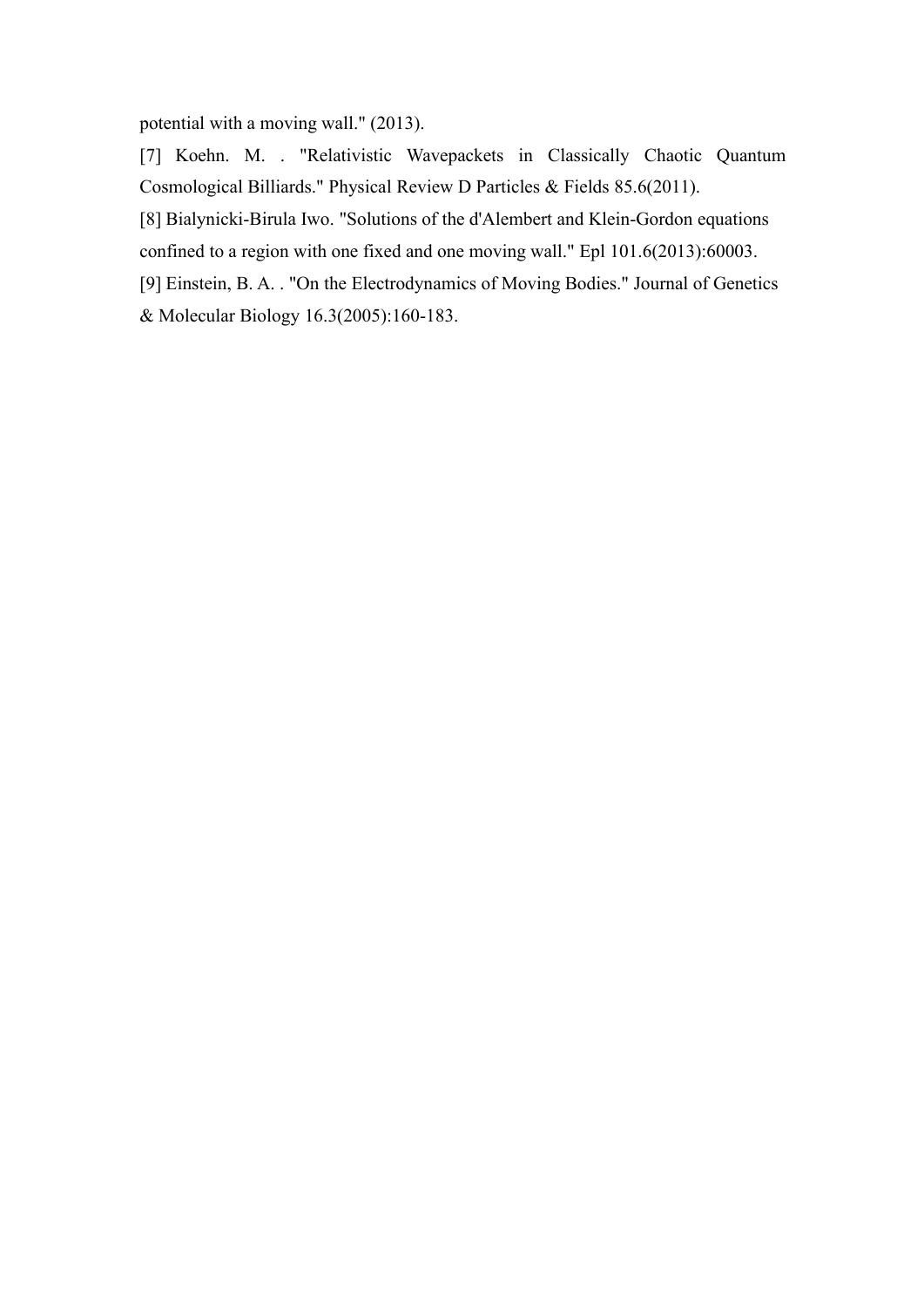potential with a moving wall." (2013).

[7] Koehn. M. . "Relativistic Wavepackets in Classically Chaotic Quantum Cosmological Billiards." Physical Review D Particles & Fields 85.6(2011).

[8] Bialynicki-Birula Iwo. "Solutions of the d'Alembert and Klein-Gordon equations confined to a region with one fixed and one moving wall." Epl 101.6(2013):60003.

[9] Einstein, B. A. . "On the Electrodynamics of Moving Bodies." Journal of Genetics & Molecular Biology 16.3(2005):160-183.